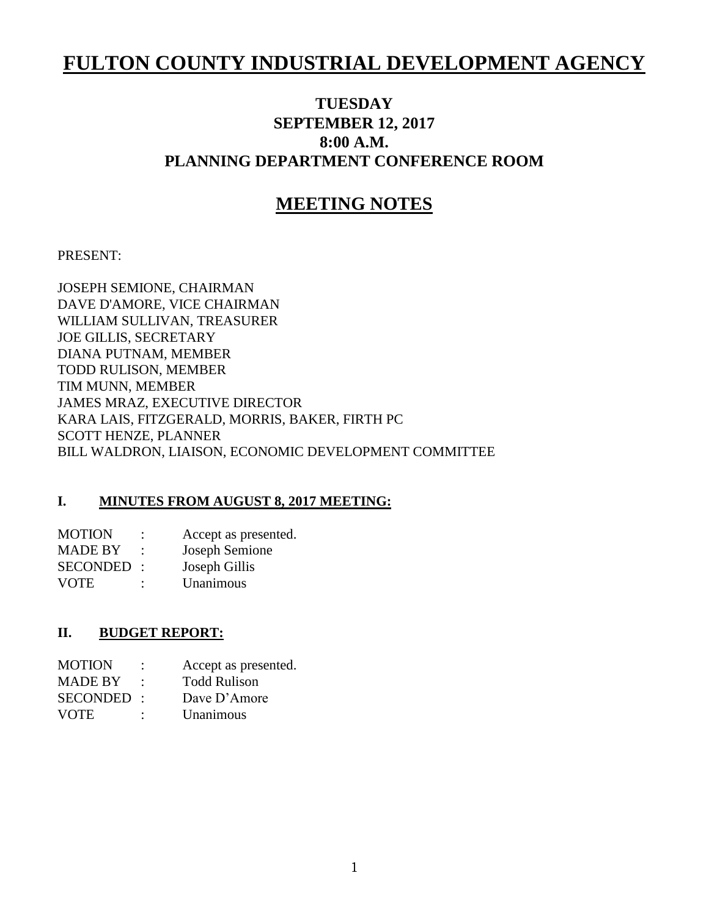# FULTON COUNTY INDUSTRIAL DEVELOPMENT AGENCY

**TUESDAY**
**SEPTEMBER 12, 2017**
**8:00 A.M.**
**PLANNING DEPARTMENT CONFERENCE ROOM**

## MEETING NOTES

PRESENT:

JOSEPH SEMIONE, CHAIRMAN
DAVE D'AMORE, VICE CHAIRMAN
WILLIAM SULLIVAN, TREASURER
JOE GILLIS, SECRETARY
DIANA PUTNAM, MEMBER
TODD RULISON, MEMBER
TIM MUNN, MEMBER
JAMES MRAZ, EXECUTIVE DIRECTOR
KARA LAIS, FITZGERALD, MORRIS, BAKER, FIRTH PC
SCOTT HENZE, PLANNER
BILL WALDRON, LIAISON, ECONOMIC DEVELOPMENT COMMITTEE

### I. MINUTES FROM AUGUST 8, 2017 MEETING:

MOTION : Accept as presented.
MADE BY : Joseph Semione
SECONDED : Joseph Gillis
VOTE : Unanimous

### II. BUDGET REPORT:

MOTION : Accept as presented.
MADE BY : Todd Rulison
SECONDED : Dave D'Amore
VOTE : Unanimous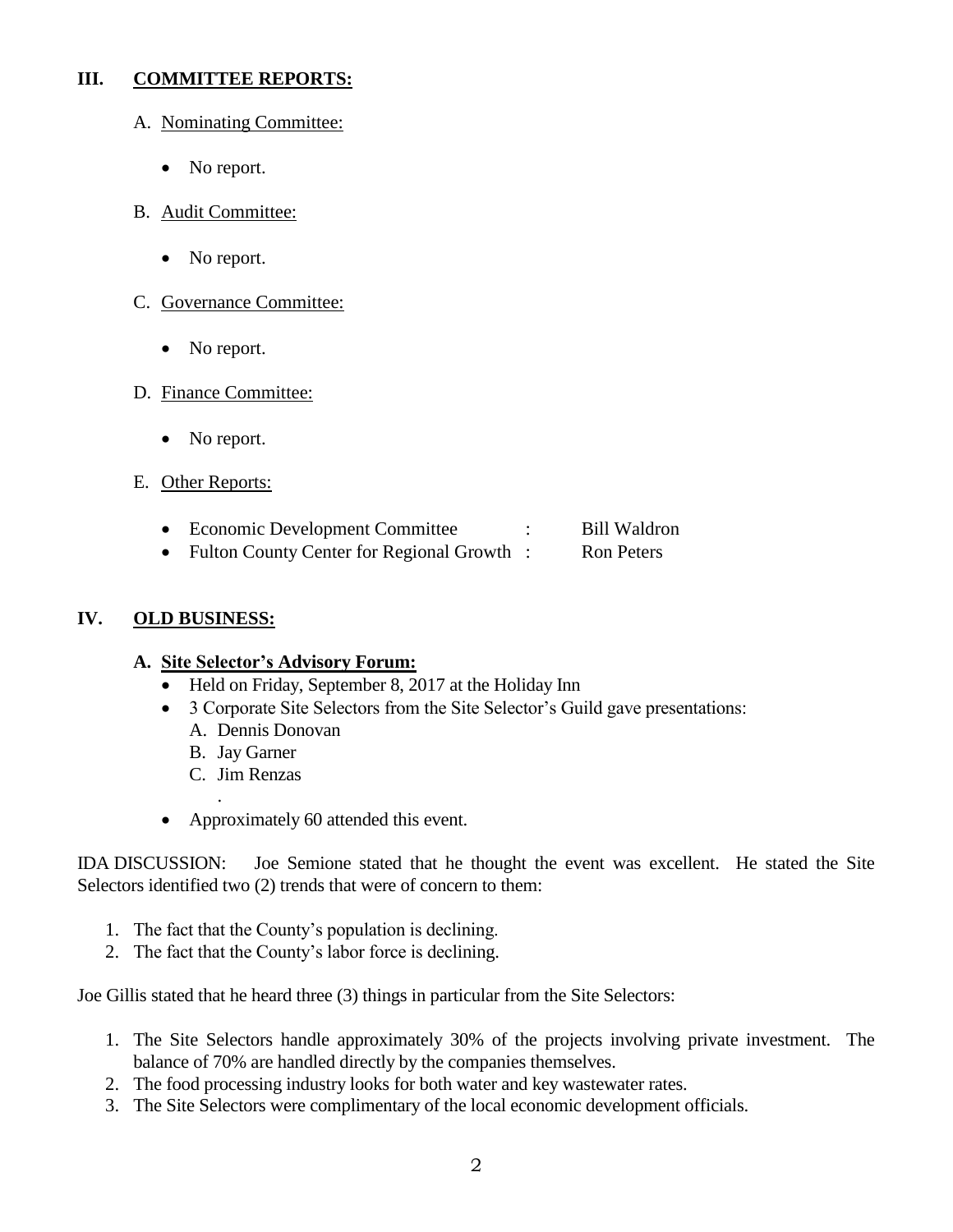## III. COMMITTEE REPORTS:

A. Nominating Committee:

- No report.

B. Audit Committee:

- No report.

C. Governance Committee:

- No report.

D. Finance Committee:

- No report.

E. Other Reports:

- Economic Development Committee : Bill Waldron
- Fulton County Center for Regional Growth : Ron Peters

## IV. OLD BUSINESS:

### A. Site Selector's Advisory Forum:

- Held on Friday, September 8, 2017 at the Holiday Inn
- 3 Corporate Site Selectors from the Site Selector's Guild gave presentations:
  A. Dennis Donovan
  B. Jay Garner
  C. Jim Renzas
- Approximately 60 attended this event.

IDA DISCUSSION: Joe Semione stated that he thought the event was excellent. He stated the Site Selectors identified two (2) trends that were of concern to them:

1. The fact that the County's population is declining.
2. The fact that the County's labor force is declining.

Joe Gillis stated that he heard three (3) things in particular from the Site Selectors:

1. The Site Selectors handle approximately 30% of the projects involving private investment. The balance of 70% are handled directly by the companies themselves.
2. The food processing industry looks for both water and key wastewater rates.
3. The Site Selectors were complimentary of the local economic development officials.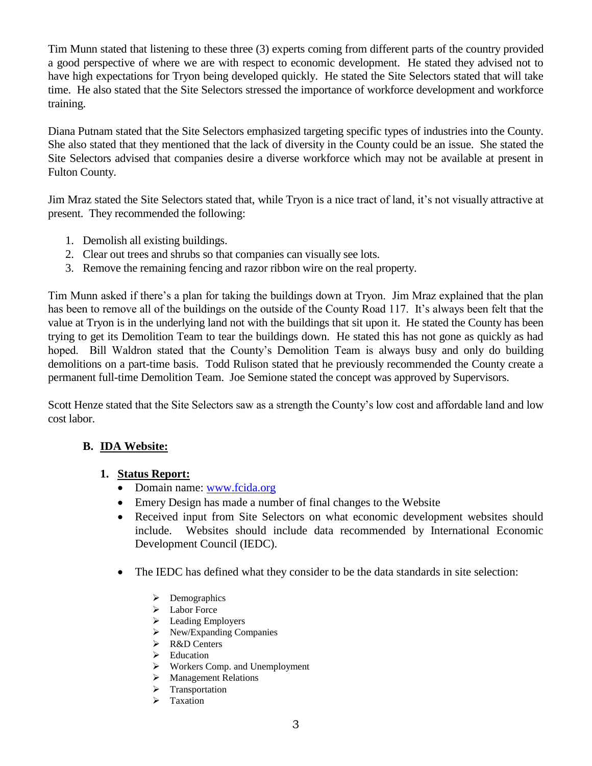Tim Munn stated that listening to these three (3) experts coming from different parts of the country provided a good perspective of where we are with respect to economic development. He stated they advised not to have high expectations for Tryon being developed quickly. He stated the Site Selectors stated that will take time. He also stated that the Site Selectors stressed the importance of workforce development and workforce training.

Diana Putnam stated that the Site Selectors emphasized targeting specific types of industries into the County. She also stated that they mentioned that the lack of diversity in the County could be an issue. She stated the Site Selectors advised that companies desire a diverse workforce which may not be available at present in Fulton County.

Jim Mraz stated the Site Selectors stated that, while Tryon is a nice tract of land, it's not visually attractive at present. They recommended the following:

1. Demolish all existing buildings.
2. Clear out trees and shrubs so that companies can visually see lots.
3. Remove the remaining fencing and razor ribbon wire on the real property.

Tim Munn asked if there's a plan for taking the buildings down at Tryon. Jim Mraz explained that the plan has been to remove all of the buildings on the outside of the County Road 117. It's always been felt that the value at Tryon is in the underlying land not with the buildings that sit upon it. He stated the County has been trying to get its Demolition Team to tear the buildings down. He stated this has not gone as quickly as had hoped. Bill Waldron stated that the County's Demolition Team is always busy and only do building demolitions on a part-time basis. Todd Rulison stated that he previously recommended the County create a permanent full-time Demolition Team. Joe Semione stated the concept was approved by Supervisors.

Scott Henze stated that the Site Selectors saw as a strength the County's low cost and affordable land and low cost labor.

### B. IDA Website:

#### 1. Status Report:

- Domain name: www.fcida.org
- Emery Design has made a number of final changes to the Website
- Received input from Site Selectors on what economic development websites should include. Websites should include data recommended by International Economic Development Council (IEDC).
- The IEDC has defined what they consider to be the data standards in site selection:
  - Demographics
  - Labor Force
  - Leading Employers
  - New/Expanding Companies
  - R&D Centers
  - Education
  - Workers Comp. and Unemployment
  - Management Relations
  - Transportation
  - Taxation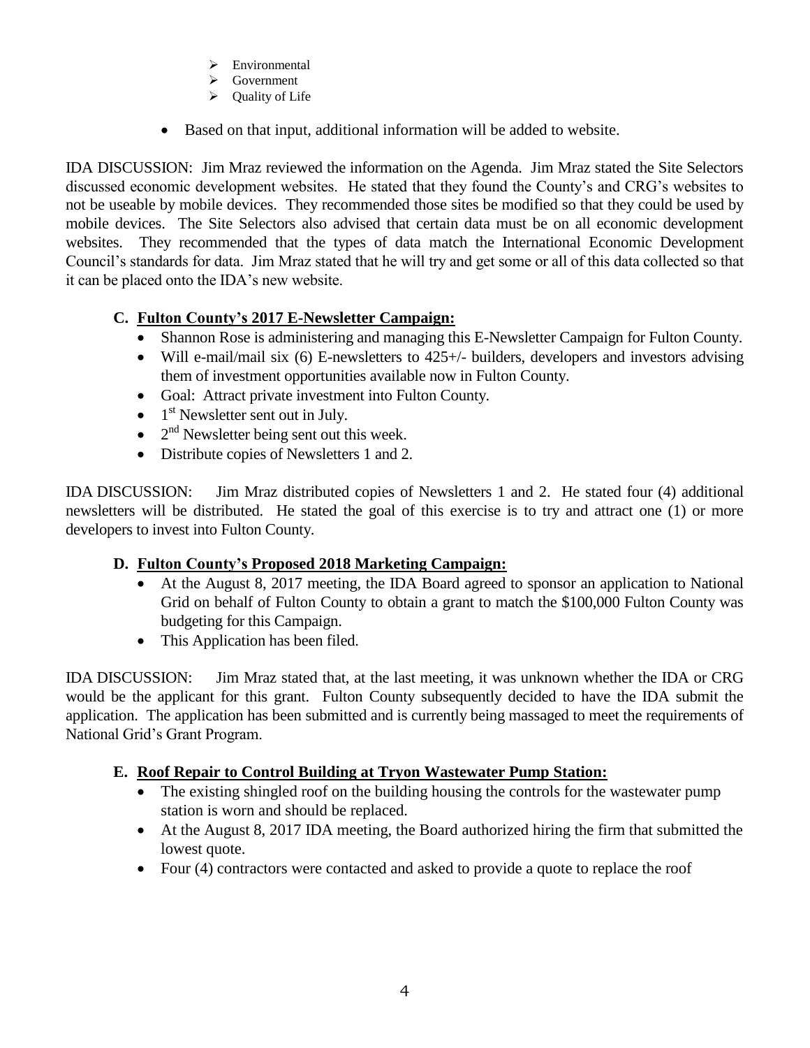- Environmental
- Government
- Quality of Life

- Based on that input, additional information will be added to website.

IDA DISCUSSION: Jim Mraz reviewed the information on the Agenda. Jim Mraz stated the Site Selectors discussed economic development websites. He stated that they found the County's and CRG's websites to not be useable by mobile devices. They recommended those sites be modified so that they could be used by mobile devices. The Site Selectors also advised that certain data must be on all economic development websites. They recommended that the types of data match the International Economic Development Council's standards for data. Jim Mraz stated that he will try and get some or all of this data collected so that it can be placed onto the IDA's new website.

**C. Fulton County's 2017 E-Newsletter Campaign:**

- Shannon Rose is administering and managing this E-Newsletter Campaign for Fulton County.
- Will e-mail/mail six (6) E-newsletters to 425+/- builders, developers and investors advising them of investment opportunities available now in Fulton County.
- Goal: Attract private investment into Fulton County.
- 1st Newsletter sent out in July.
- 2nd Newsletter being sent out this week.
- Distribute copies of Newsletters 1 and 2.

IDA DISCUSSION: Jim Mraz distributed copies of Newsletters 1 and 2. He stated four (4) additional newsletters will be distributed. He stated the goal of this exercise is to try and attract one (1) or more developers to invest into Fulton County.

**D. Fulton County's Proposed 2018 Marketing Campaign:**

- At the August 8, 2017 meeting, the IDA Board agreed to sponsor an application to National Grid on behalf of Fulton County to obtain a grant to match the $100,000 Fulton County was budgeting for this Campaign.
- This Application has been filed.

IDA DISCUSSION: Jim Mraz stated that, at the last meeting, it was unknown whether the IDA or CRG would be the applicant for this grant. Fulton County subsequently decided to have the IDA submit the application. The application has been submitted and is currently being massaged to meet the requirements of National Grid's Grant Program.

**E. Roof Repair to Control Building at Tryon Wastewater Pump Station:**

- The existing shingled roof on the building housing the controls for the wastewater pump station is worn and should be replaced.
- At the August 8, 2017 IDA meeting, the Board authorized hiring the firm that submitted the lowest quote.
- Four (4) contractors were contacted and asked to provide a quote to replace the roof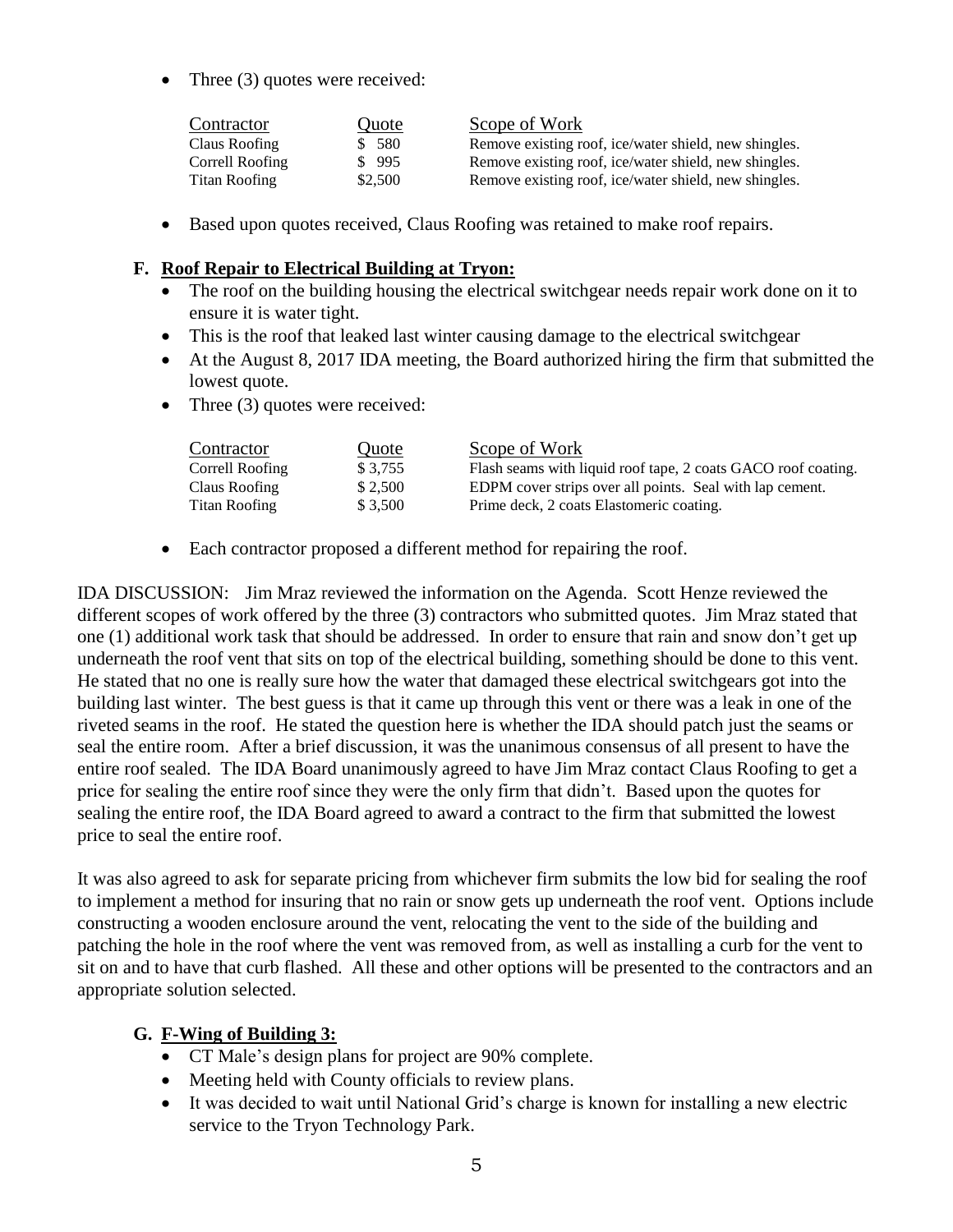- Three (3) quotes were received:

| Contractor | Quote | Scope of Work |
|---|---|---|
| Claus Roofing | $ 580 | Remove existing roof, ice/water shield, new shingles. |
| Correll Roofing | $ 995 | Remove existing roof, ice/water shield, new shingles. |
| Titan Roofing | $2,500 | Remove existing roof, ice/water shield, new shingles. |

- Based upon quotes received, Claus Roofing was retained to make roof repairs.

### F. Roof Repair to Electrical Building at Tryon:

- The roof on the building housing the electrical switchgear needs repair work done on it to ensure it is water tight.
- This is the roof that leaked last winter causing damage to the electrical switchgear
- At the August 8, 2017 IDA meeting, the Board authorized hiring the firm that submitted the lowest quote.
- Three (3) quotes were received:

| Contractor | Quote | Scope of Work |
|---|---|---|
| Correll Roofing | $ 3,755 | Flash seams with liquid roof tape, 2 coats GACO roof coating. |
| Claus Roofing | $ 2,500 | EDPM cover strips over all points. Seal with lap cement. |
| Titan Roofing | $ 3,500 | Prime deck, 2 coats Elastomeric coating. |

- Each contractor proposed a different method for repairing the roof.

IDA DISCUSSION: Jim Mraz reviewed the information on the Agenda. Scott Henze reviewed the different scopes of work offered by the three (3) contractors who submitted quotes. Jim Mraz stated that one (1) additional work task that should be addressed. In order to ensure that rain and snow don't get up underneath the roof vent that sits on top of the electrical building, something should be done to this vent. He stated that no one is really sure how the water that damaged these electrical switchgears got into the building last winter. The best guess is that it came up through this vent or there was a leak in one of the riveted seams in the roof. He stated the question here is whether the IDA should patch just the seams or seal the entire room. After a brief discussion, it was the unanimous consensus of all present to have the entire roof sealed. The IDA Board unanimously agreed to have Jim Mraz contact Claus Roofing to get a price for sealing the entire roof since they were the only firm that didn't. Based upon the quotes for sealing the entire roof, the IDA Board agreed to award a contract to the firm that submitted the lowest price to seal the entire roof.

It was also agreed to ask for separate pricing from whichever firm submits the low bid for sealing the roof to implement a method for insuring that no rain or snow gets up underneath the roof vent. Options include constructing a wooden enclosure around the vent, relocating the vent to the side of the building and patching the hole in the roof where the vent was removed from, as well as installing a curb for the vent to sit on and to have that curb flashed. All these and other options will be presented to the contractors and an appropriate solution selected.

### G. F-Wing of Building 3:

- CT Male's design plans for project are 90% complete.
- Meeting held with County officials to review plans.
- It was decided to wait until National Grid's charge is known for installing a new electric service to the Tryon Technology Park.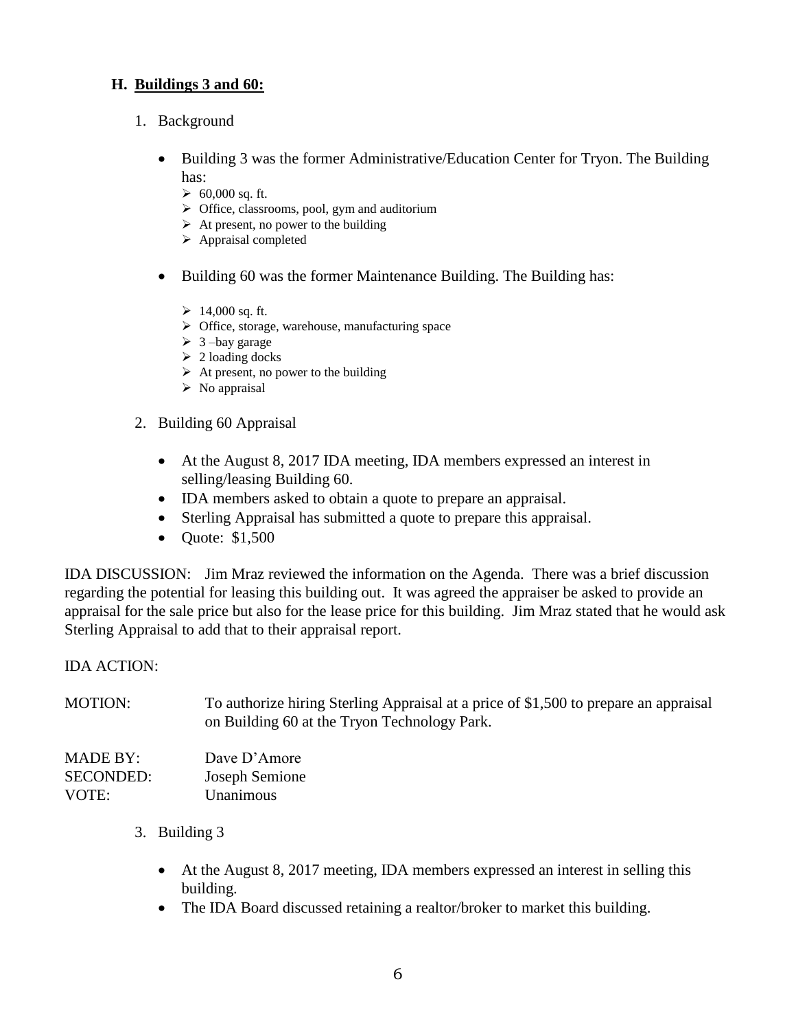### H. **<u>Buildings 3 and 60:</u>**

1. Background

   - Building 3 was the former Administrative/Education Center for Tryon. The Building has:
     - 60,000 sq. ft.
     - Office, classrooms, pool, gym and auditorium
     - At present, no power to the building
     - Appraisal completed

   - Building 60 was the former Maintenance Building. The Building has:
     - 14,000 sq. ft.
     - Office, storage, warehouse, manufacturing space
     - 3 –bay garage
     - 2 loading docks
     - At present, no power to the building
     - No appraisal

2. Building 60 Appraisal

   - At the August 8, 2017 IDA meeting, IDA members expressed an interest in selling/leasing Building 60.
   - IDA members asked to obtain a quote to prepare an appraisal.
   - Sterling Appraisal has submitted a quote to prepare this appraisal.
   - Quote: $1,500

IDA DISCUSSION: Jim Mraz reviewed the information on the Agenda. There was a brief discussion regarding the potential for leasing this building out. It was agreed the appraiser be asked to provide an appraisal for the sale price but also for the lease price for this building. Jim Mraz stated that he would ask Sterling Appraisal to add that to their appraisal report.

IDA ACTION:

MOTION: To authorize hiring Sterling Appraisal at a price of $1,500 to prepare an appraisal on Building 60 at the Tryon Technology Park.

MADE BY: Dave D'Amore
SECONDED: Joseph Semione
VOTE: Unanimous

3. Building 3

   - At the August 8, 2017 meeting, IDA members expressed an interest in selling this building.
   - The IDA Board discussed retaining a realtor/broker to market this building.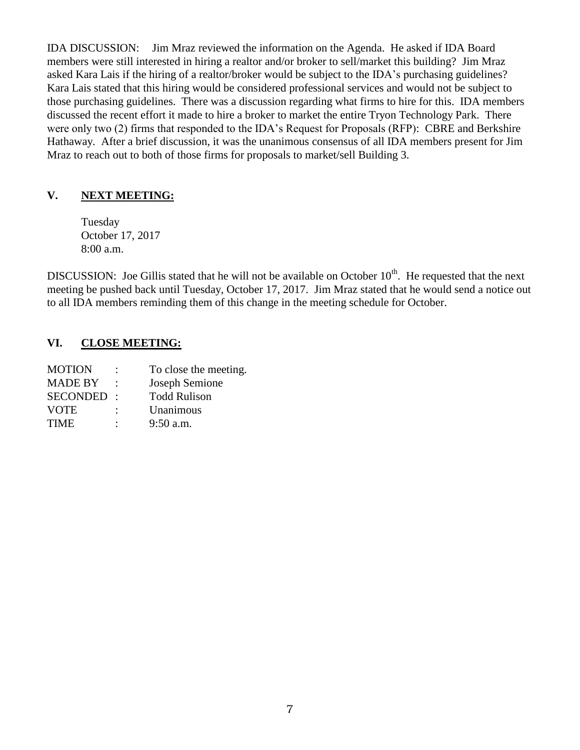IDA DISCUSSION: Jim Mraz reviewed the information on the Agenda. He asked if IDA Board members were still interested in hiring a realtor and/or broker to sell/market this building? Jim Mraz asked Kara Lais if the hiring of a realtor/broker would be subject to the IDA's purchasing guidelines? Kara Lais stated that this hiring would be considered professional services and would not be subject to those purchasing guidelines. There was a discussion regarding what firms to hire for this. IDA members discussed the recent effort it made to hire a broker to market the entire Tryon Technology Park. There were only two (2) firms that responded to the IDA's Request for Proposals (RFP): CBRE and Berkshire Hathaway. After a brief discussion, it was the unanimous consensus of all IDA members present for Jim Mraz to reach out to both of those firms for proposals to market/sell Building 3.

## V. NEXT MEETING:

Tuesday
October 17, 2017
8:00 a.m.

DISCUSSION: Joe Gillis stated that he will not be available on October 10th. He requested that the next meeting be pushed back until Tuesday, October 17, 2017. Jim Mraz stated that he would send a notice out to all IDA members reminding them of this change in the meeting schedule for October.

## VI. CLOSE MEETING:

| | | |
|---|---|---|
| MOTION | : | To close the meeting. |
| MADE BY | : | Joseph Semione |
| SECONDED | : | Todd Rulison |
| VOTE | : | Unanimous |
| TIME | : | 9:50 a.m. |